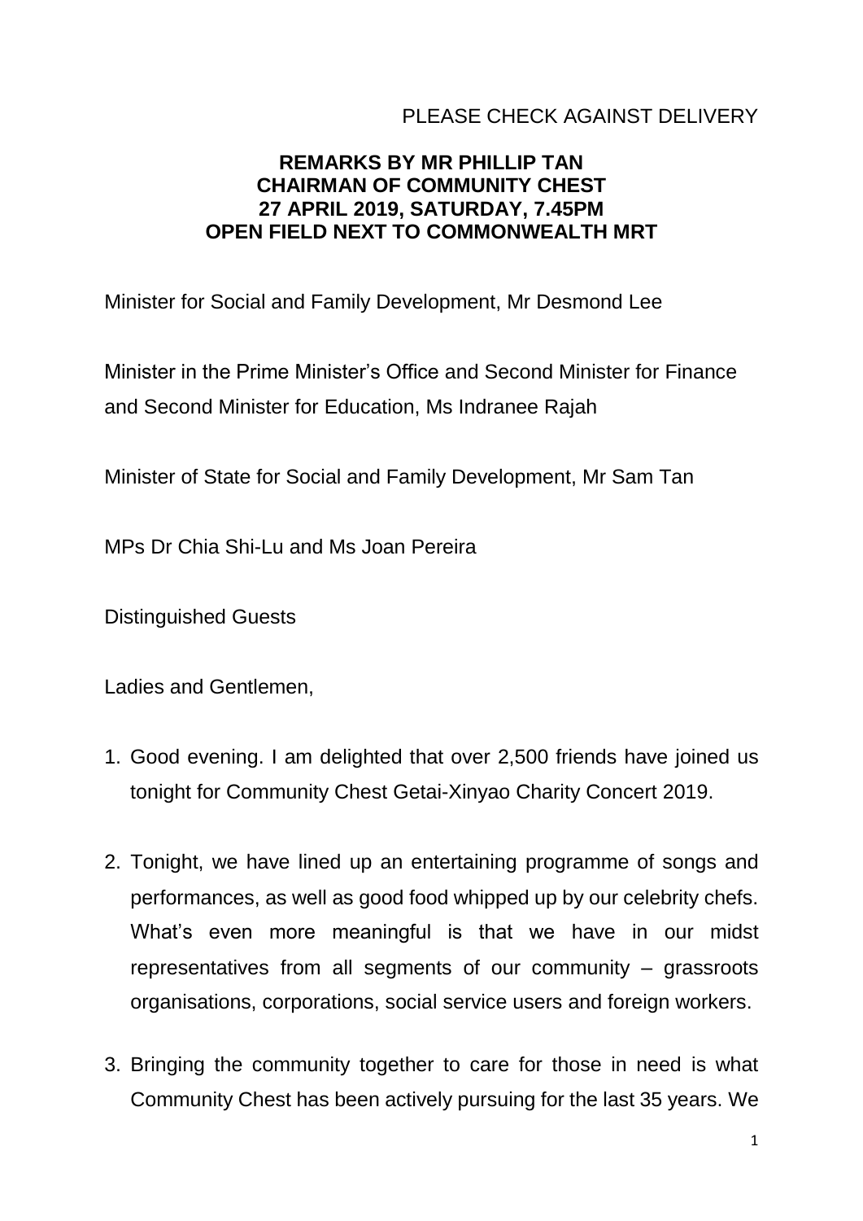PLEASE CHECK AGAINST DELIVERY

**REMARKS BY MR PHILLIP TAN**
**CHAIRMAN OF COMMUNITY CHEST**
**27 APRIL 2019, SATURDAY, 7.45PM**
**OPEN FIELD NEXT TO COMMONWEALTH MRT**

Minister for Social and Family Development, Mr Desmond Lee

Minister in the Prime Minister's Office and Second Minister for Finance and Second Minister for Education, Ms Indranee Rajah

Minister of State for Social and Family Development, Mr Sam Tan

MPs Dr Chia Shi-Lu and Ms Joan Pereira

Distinguished Guests

Ladies and Gentlemen,

1. Good evening. I am delighted that over 2,500 friends have joined us tonight for Community Chest Getai-Xinyao Charity Concert 2019.

2. Tonight, we have lined up an entertaining programme of songs and performances, as well as good food whipped up by our celebrity chefs. What's even more meaningful is that we have in our midst representatives from all segments of our community – grassroots organisations, corporations, social service users and foreign workers.

3. Bringing the community together to care for those in need is what Community Chest has been actively pursuing for the last 35 years. We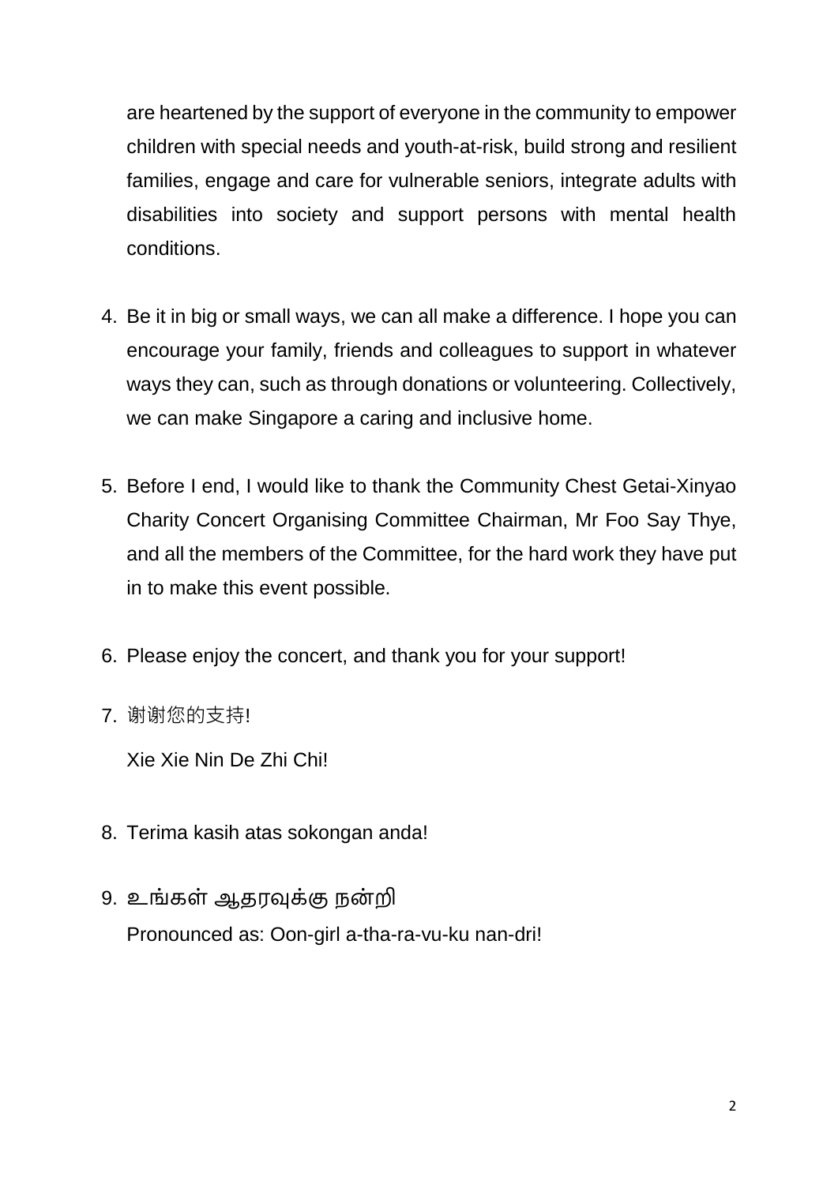are heartened by the support of everyone in the community to empower children with special needs and youth-at-risk, build strong and resilient families, engage and care for vulnerable seniors, integrate adults with disabilities into society and support persons with mental health conditions.

4. Be it in big or small ways, we can all make a difference. I hope you can encourage your family, friends and colleagues to support in whatever ways they can, such as through donations or volunteering. Collectively, we can make Singapore a caring and inclusive home.

5. Before I end, I would like to thank the Community Chest Getai-Xinyao Charity Concert Organising Committee Chairman, Mr Foo Say Thye, and all the members of the Committee, for the hard work they have put in to make this event possible.

6. Please enjoy the concert, and thank you for your support!

7. 谢谢您的支持!

   Xie Xie Nin De Zhi Chi!

8. Terima kasih atas sokongan anda!

9. உங்கள் ஆதரவுக்கு நன்றி

   Pronounced as: Oon-girl a-tha-ra-vu-ku nan-dri!